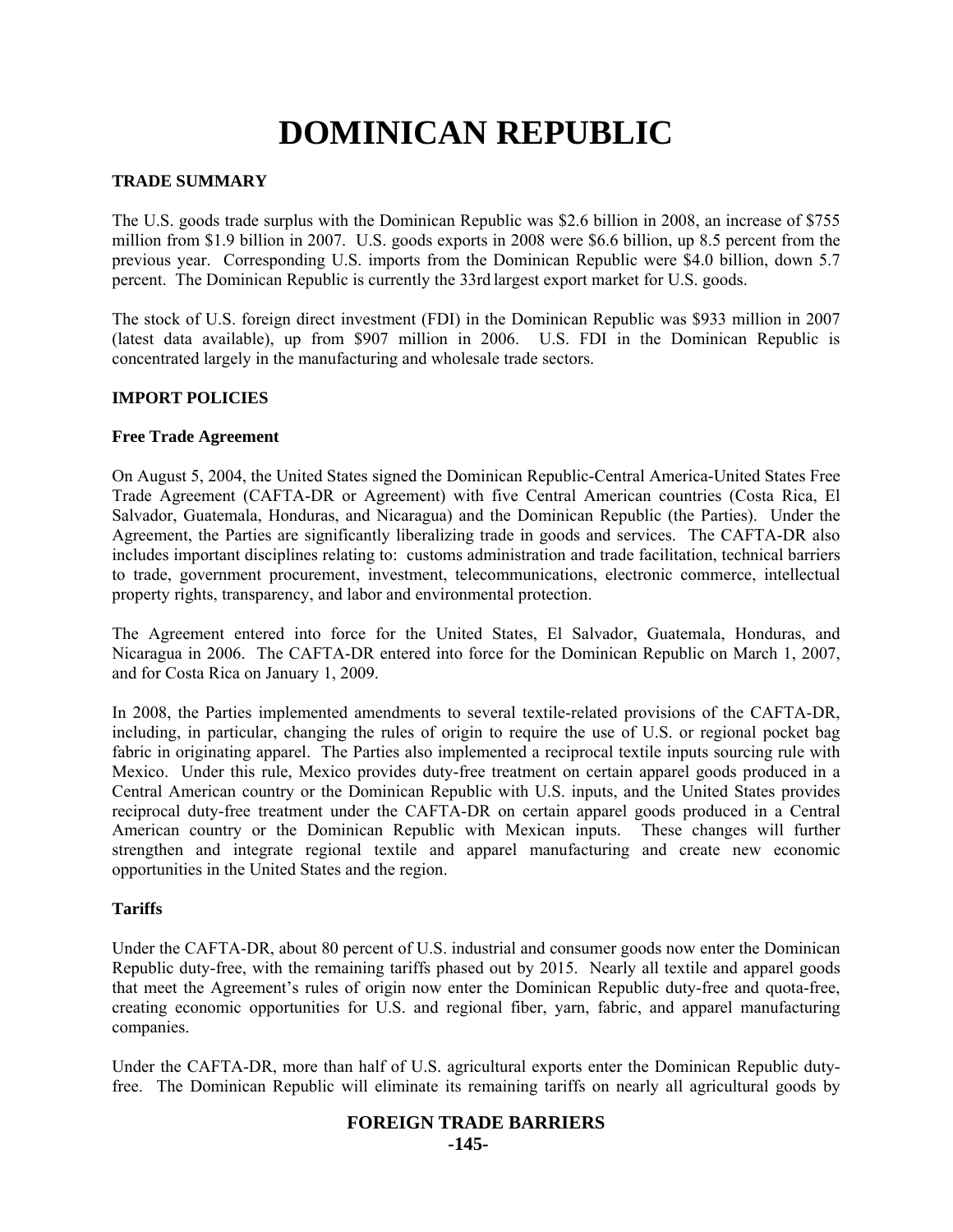# DOMINICAN REPUBLIC

## TRADE SUMMARY

The U.S. goods trade surplus with the Dominican Republic was $2.6 billion in 2008, an increase of $755 million from $1.9 billion in 2007. U.S. goods exports in 2008 were $6.6 billion, up 8.5 percent from the previous year. Corresponding U.S. imports from the Dominican Republic were $4.0 billion, down 5.7 percent. The Dominican Republic is currently the 33rd largest export market for U.S. goods.

The stock of U.S. foreign direct investment (FDI) in the Dominican Republic was $933 million in 2007 (latest data available), up from $907 million in 2006. U.S. FDI in the Dominican Republic is concentrated largely in the manufacturing and wholesale trade sectors.

## IMPORT POLICIES

### Free Trade Agreement

On August 5, 2004, the United States signed the Dominican Republic-Central America-United States Free Trade Agreement (CAFTA-DR or Agreement) with five Central American countries (Costa Rica, El Salvador, Guatemala, Honduras, and Nicaragua) and the Dominican Republic (the Parties). Under the Agreement, the Parties are significantly liberalizing trade in goods and services. The CAFTA-DR also includes important disciplines relating to: customs administration and trade facilitation, technical barriers to trade, government procurement, investment, telecommunications, electronic commerce, intellectual property rights, transparency, and labor and environmental protection.

The Agreement entered into force for the United States, El Salvador, Guatemala, Honduras, and Nicaragua in 2006. The CAFTA-DR entered into force for the Dominican Republic on March 1, 2007, and for Costa Rica on January 1, 2009.

In 2008, the Parties implemented amendments to several textile-related provisions of the CAFTA-DR, including, in particular, changing the rules of origin to require the use of U.S. or regional pocket bag fabric in originating apparel. The Parties also implemented a reciprocal textile inputs sourcing rule with Mexico. Under this rule, Mexico provides duty-free treatment on certain apparel goods produced in a Central American country or the Dominican Republic with U.S. inputs, and the United States provides reciprocal duty-free treatment under the CAFTA-DR on certain apparel goods produced in a Central American country or the Dominican Republic with Mexican inputs. These changes will further strengthen and integrate regional textile and apparel manufacturing and create new economic opportunities in the United States and the region.

### Tariffs

Under the CAFTA-DR, about 80 percent of U.S. industrial and consumer goods now enter the Dominican Republic duty-free, with the remaining tariffs phased out by 2015. Nearly all textile and apparel goods that meet the Agreement's rules of origin now enter the Dominican Republic duty-free and quota-free, creating economic opportunities for U.S. and regional fiber, yarn, fabric, and apparel manufacturing companies.

Under the CAFTA-DR, more than half of U.S. agricultural exports enter the Dominican Republic duty-free. The Dominican Republic will eliminate its remaining tariffs on nearly all agricultural goods by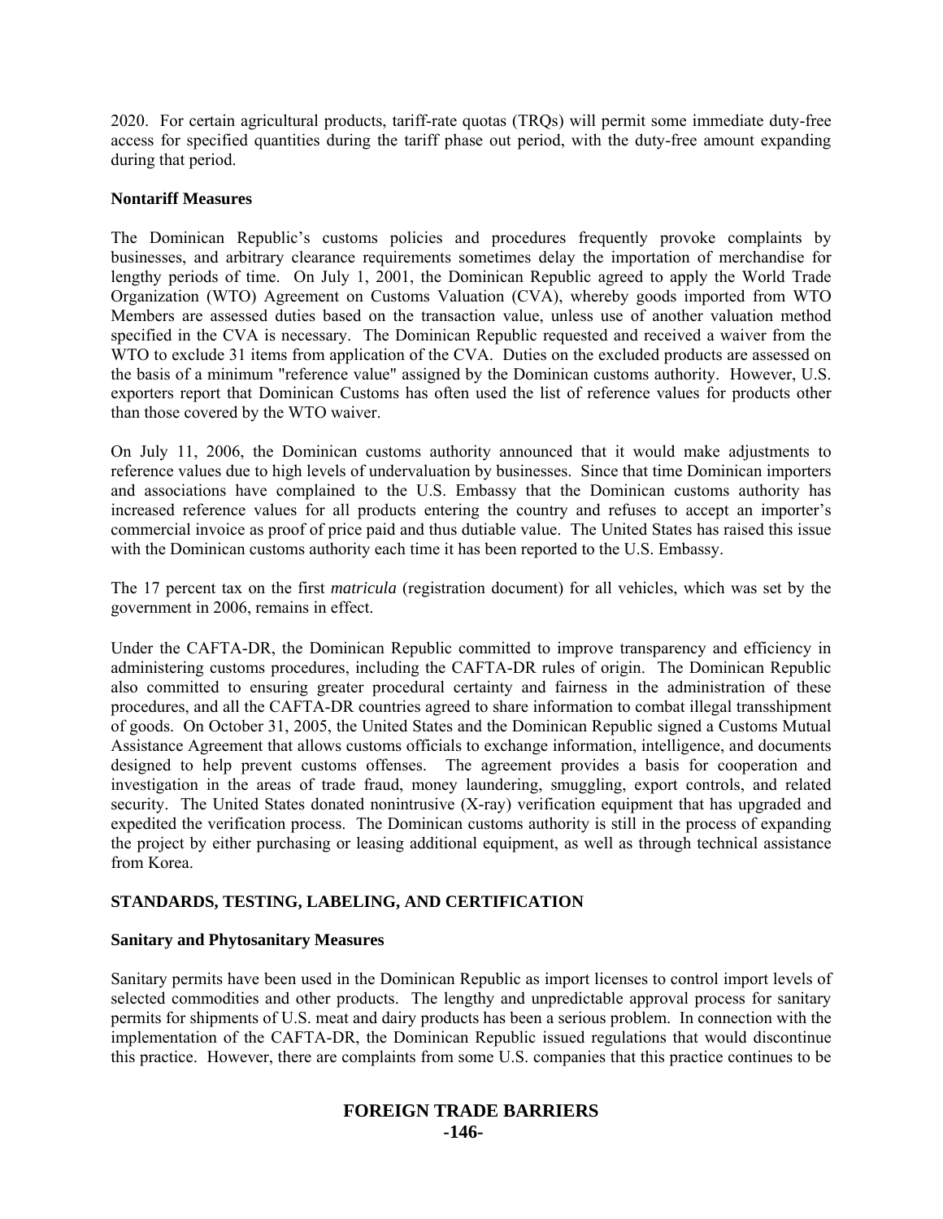2020. For certain agricultural products, tariff-rate quotas (TRQs) will permit some immediate duty-free access for specified quantities during the tariff phase out period, with the duty-free amount expanding during that period.

**Nontariff Measures**

The Dominican Republic's customs policies and procedures frequently provoke complaints by businesses, and arbitrary clearance requirements sometimes delay the importation of merchandise for lengthy periods of time. On July 1, 2001, the Dominican Republic agreed to apply the World Trade Organization (WTO) Agreement on Customs Valuation (CVA), whereby goods imported from WTO Members are assessed duties based on the transaction value, unless use of another valuation method specified in the CVA is necessary. The Dominican Republic requested and received a waiver from the WTO to exclude 31 items from application of the CVA. Duties on the excluded products are assessed on the basis of a minimum "reference value" assigned by the Dominican customs authority. However, U.S. exporters report that Dominican Customs has often used the list of reference values for products other than those covered by the WTO waiver.

On July 11, 2006, the Dominican customs authority announced that it would make adjustments to reference values due to high levels of undervaluation by businesses. Since that time Dominican importers and associations have complained to the U.S. Embassy that the Dominican customs authority has increased reference values for all products entering the country and refuses to accept an importer's commercial invoice as proof of price paid and thus dutiable value. The United States has raised this issue with the Dominican customs authority each time it has been reported to the U.S. Embassy.

The 17 percent tax on the first *matricula* (registration document) for all vehicles, which was set by the government in 2006, remains in effect.

Under the CAFTA-DR, the Dominican Republic committed to improve transparency and efficiency in administering customs procedures, including the CAFTA-DR rules of origin. The Dominican Republic also committed to ensuring greater procedural certainty and fairness in the administration of these procedures, and all the CAFTA-DR countries agreed to share information to combat illegal transshipment of goods. On October 31, 2005, the United States and the Dominican Republic signed a Customs Mutual Assistance Agreement that allows customs officials to exchange information, intelligence, and documents designed to help prevent customs offenses. The agreement provides a basis for cooperation and investigation in the areas of trade fraud, money laundering, smuggling, export controls, and related security. The United States donated nonintrusive (X-ray) verification equipment that has upgraded and expedited the verification process. The Dominican customs authority is still in the process of expanding the project by either purchasing or leasing additional equipment, as well as through technical assistance from Korea.

## STANDARDS, TESTING, LABELING, AND CERTIFICATION

**Sanitary and Phytosanitary Measures**

Sanitary permits have been used in the Dominican Republic as import licenses to control import levels of selected commodities and other products. The lengthy and unpredictable approval process for sanitary permits for shipments of U.S. meat and dairy products has been a serious problem. In connection with the implementation of the CAFTA-DR, the Dominican Republic issued regulations that would discontinue this practice. However, there are complaints from some U.S. companies that this practice continues to be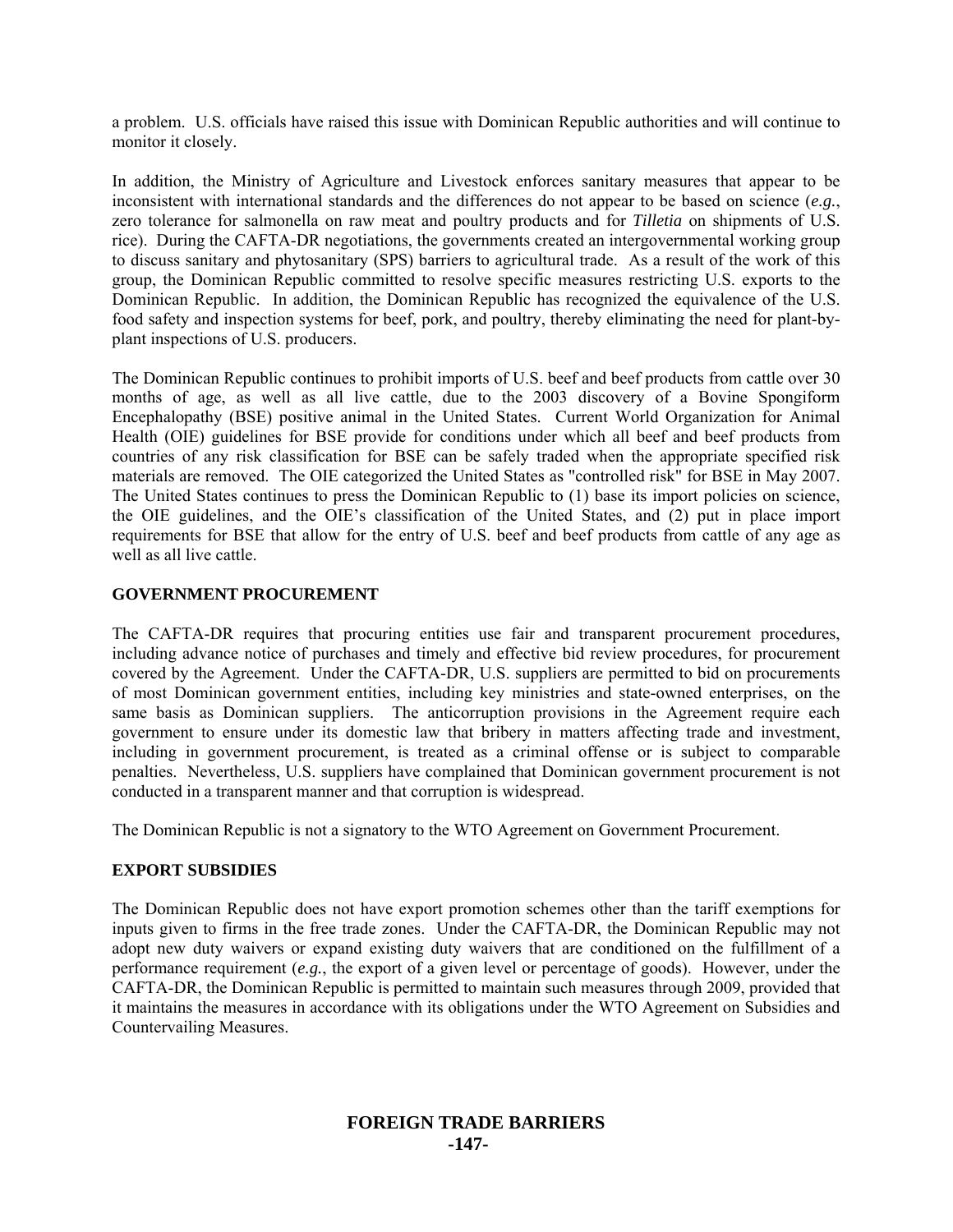a problem. U.S. officials have raised this issue with Dominican Republic authorities and will continue to monitor it closely.

In addition, the Ministry of Agriculture and Livestock enforces sanitary measures that appear to be inconsistent with international standards and the differences do not appear to be based on science (*e.g.*, zero tolerance for salmonella on raw meat and poultry products and for *Tilletia* on shipments of U.S. rice). During the CAFTA-DR negotiations, the governments created an intergovernmental working group to discuss sanitary and phytosanitary (SPS) barriers to agricultural trade. As a result of the work of this group, the Dominican Republic committed to resolve specific measures restricting U.S. exports to the Dominican Republic. In addition, the Dominican Republic has recognized the equivalence of the U.S. food safety and inspection systems for beef, pork, and poultry, thereby eliminating the need for plant-by-plant inspections of U.S. producers.

The Dominican Republic continues to prohibit imports of U.S. beef and beef products from cattle over 30 months of age, as well as all live cattle, due to the 2003 discovery of a Bovine Spongiform Encephalopathy (BSE) positive animal in the United States. Current World Organization for Animal Health (OIE) guidelines for BSE provide for conditions under which all beef and beef products from countries of any risk classification for BSE can be safely traded when the appropriate specified risk materials are removed. The OIE categorized the United States as "controlled risk" for BSE in May 2007. The United States continues to press the Dominican Republic to (1) base its import policies on science, the OIE guidelines, and the OIE's classification of the United States, and (2) put in place import requirements for BSE that allow for the entry of U.S. beef and beef products from cattle of any age as well as all live cattle.

## GOVERNMENT PROCUREMENT

The CAFTA-DR requires that procuring entities use fair and transparent procurement procedures, including advance notice of purchases and timely and effective bid review procedures, for procurement covered by the Agreement. Under the CAFTA-DR, U.S. suppliers are permitted to bid on procurements of most Dominican government entities, including key ministries and state-owned enterprises, on the same basis as Dominican suppliers. The anticorruption provisions in the Agreement require each government to ensure under its domestic law that bribery in matters affecting trade and investment, including in government procurement, is treated as a criminal offense or is subject to comparable penalties. Nevertheless, U.S. suppliers have complained that Dominican government procurement is not conducted in a transparent manner and that corruption is widespread.

The Dominican Republic is not a signatory to the WTO Agreement on Government Procurement.

## EXPORT SUBSIDIES

The Dominican Republic does not have export promotion schemes other than the tariff exemptions for inputs given to firms in the free trade zones. Under the CAFTA-DR, the Dominican Republic may not adopt new duty waivers or expand existing duty waivers that are conditioned on the fulfillment of a performance requirement (*e.g.*, the export of a given level or percentage of goods). However, under the CAFTA-DR, the Dominican Republic is permitted to maintain such measures through 2009, provided that it maintains the measures in accordance with its obligations under the WTO Agreement on Subsidies and Countervailing Measures.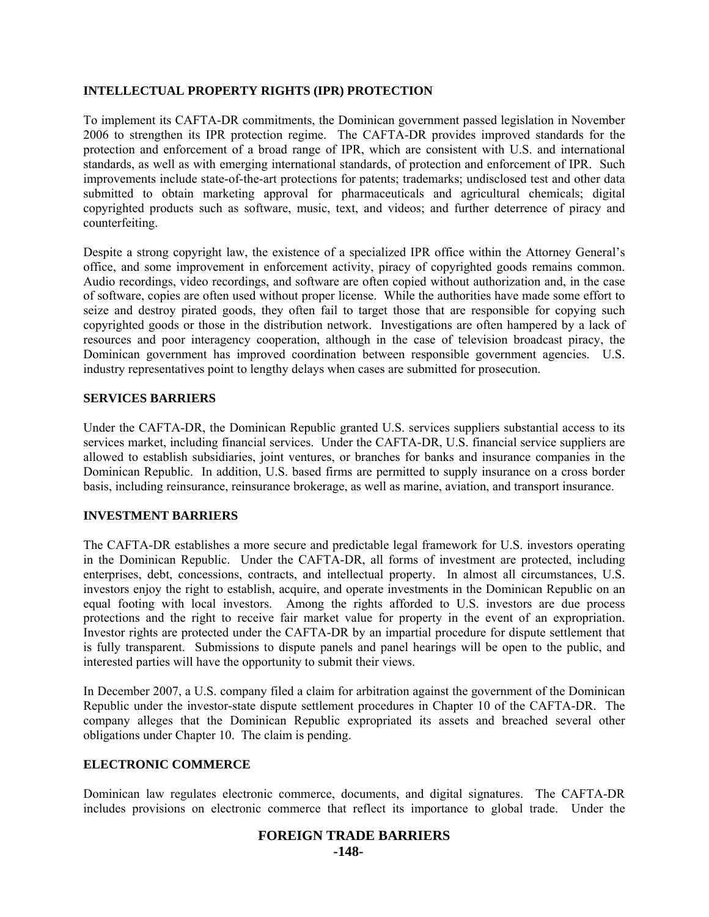## INTELLECTUAL PROPERTY RIGHTS (IPR) PROTECTION

To implement its CAFTA-DR commitments, the Dominican government passed legislation in November 2006 to strengthen its IPR protection regime. The CAFTA-DR provides improved standards for the protection and enforcement of a broad range of IPR, which are consistent with U.S. and international standards, as well as with emerging international standards, of protection and enforcement of IPR. Such improvements include state-of-the-art protections for patents; trademarks; undisclosed test and other data submitted to obtain marketing approval for pharmaceuticals and agricultural chemicals; digital copyrighted products such as software, music, text, and videos; and further deterrence of piracy and counterfeiting.

Despite a strong copyright law, the existence of a specialized IPR office within the Attorney General's office, and some improvement in enforcement activity, piracy of copyrighted goods remains common. Audio recordings, video recordings, and software are often copied without authorization and, in the case of software, copies are often used without proper license. While the authorities have made some effort to seize and destroy pirated goods, they often fail to target those that are responsible for copying such copyrighted goods or those in the distribution network. Investigations are often hampered by a lack of resources and poor interagency cooperation, although in the case of television broadcast piracy, the Dominican government has improved coordination between responsible government agencies. U.S. industry representatives point to lengthy delays when cases are submitted for prosecution.

## SERVICES BARRIERS

Under the CAFTA-DR, the Dominican Republic granted U.S. services suppliers substantial access to its services market, including financial services. Under the CAFTA-DR, U.S. financial service suppliers are allowed to establish subsidiaries, joint ventures, or branches for banks and insurance companies in the Dominican Republic. In addition, U.S. based firms are permitted to supply insurance on a cross border basis, including reinsurance, reinsurance brokerage, as well as marine, aviation, and transport insurance.

## INVESTMENT BARRIERS

The CAFTA-DR establishes a more secure and predictable legal framework for U.S. investors operating in the Dominican Republic. Under the CAFTA-DR, all forms of investment are protected, including enterprises, debt, concessions, contracts, and intellectual property. In almost all circumstances, U.S. investors enjoy the right to establish, acquire, and operate investments in the Dominican Republic on an equal footing with local investors. Among the rights afforded to U.S. investors are due process protections and the right to receive fair market value for property in the event of an expropriation. Investor rights are protected under the CAFTA-DR by an impartial procedure for dispute settlement that is fully transparent. Submissions to dispute panels and panel hearings will be open to the public, and interested parties will have the opportunity to submit their views.

In December 2007, a U.S. company filed a claim for arbitration against the government of the Dominican Republic under the investor-state dispute settlement procedures in Chapter 10 of the CAFTA-DR. The company alleges that the Dominican Republic expropriated its assets and breached several other obligations under Chapter 10. The claim is pending.

## ELECTRONIC COMMERCE

Dominican law regulates electronic commerce, documents, and digital signatures. The CAFTA-DR includes provisions on electronic commerce that reflect its importance to global trade. Under the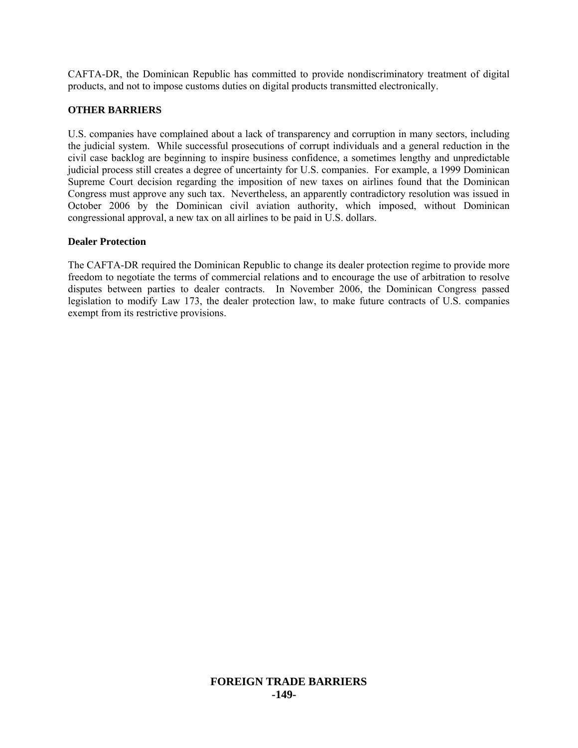CAFTA-DR, the Dominican Republic has committed to provide nondiscriminatory treatment of digital products, and not to impose customs duties on digital products transmitted electronically.

## OTHER BARRIERS

U.S. companies have complained about a lack of transparency and corruption in many sectors, including the judicial system. While successful prosecutions of corrupt individuals and a general reduction in the civil case backlog are beginning to inspire business confidence, a sometimes lengthy and unpredictable judicial process still creates a degree of uncertainty for U.S. companies. For example, a 1999 Dominican Supreme Court decision regarding the imposition of new taxes on airlines found that the Dominican Congress must approve any such tax. Nevertheless, an apparently contradictory resolution was issued in October 2006 by the Dominican civil aviation authority, which imposed, without Dominican congressional approval, a new tax on all airlines to be paid in U.S. dollars.

### Dealer Protection

The CAFTA-DR required the Dominican Republic to change its dealer protection regime to provide more freedom to negotiate the terms of commercial relations and to encourage the use of arbitration to resolve disputes between parties to dealer contracts. In November 2006, the Dominican Congress passed legislation to modify Law 173, the dealer protection law, to make future contracts of U.S. companies exempt from its restrictive provisions.